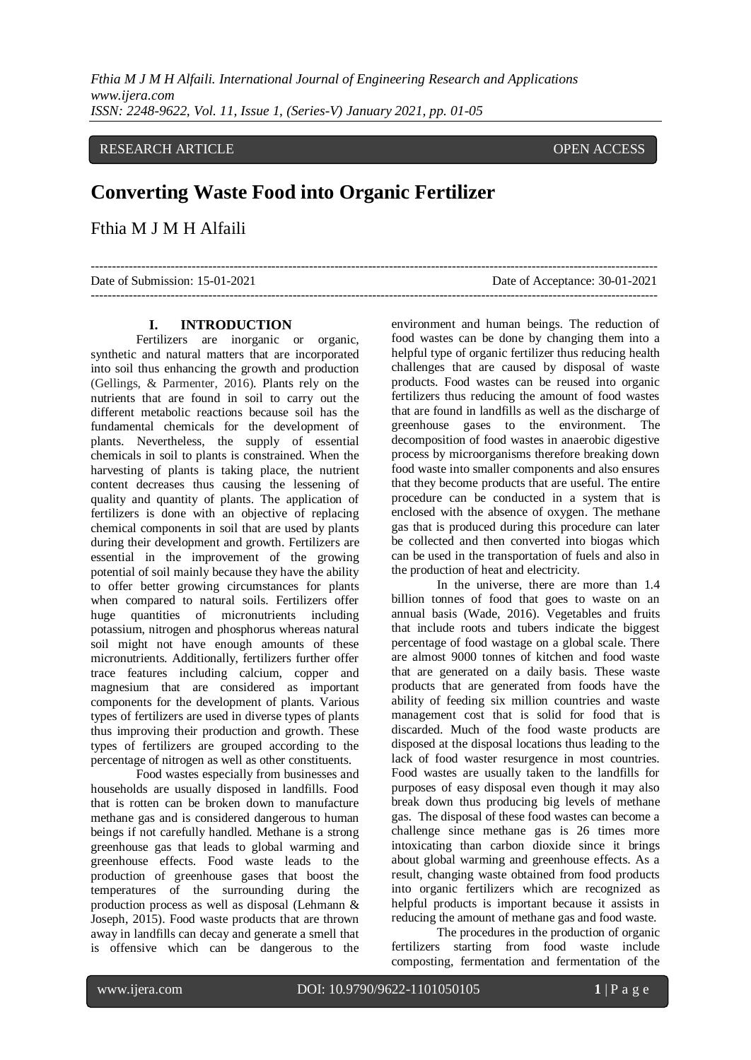RESEARCH ARTICLE OPEN ACCESS

# Converting Waste Food into Organic Fertilizer

Fthia M J M H Alfaili

---

Date of Submission: 15-01-2021 Date of Acceptance: 30-01-2021

---

## I. INTRODUCTION

Fertilizers are inorganic or organic, synthetic and natural matters that are incorporated into soil thus enhancing the growth and production (Gellings, & Parmenter, 2016). Plants rely on the nutrients that are found in soil to carry out the different metabolic reactions because soil has the fundamental chemicals for the development of plants. Nevertheless, the supply of essential chemicals in soil to plants is constrained. When the harvesting of plants is taking place, the nutrient content decreases thus causing the lessening of quality and quantity of plants. The application of fertilizers is done with an objective of replacing chemical components in soil that are used by plants during their development and growth. Fertilizers are essential in the improvement of the growing potential of soil mainly because they have the ability to offer better growing circumstances for plants when compared to natural soils. Fertilizers offer huge quantities of micronutrients including potassium, nitrogen and phosphorus whereas natural soil might not have enough amounts of these micronutrients. Additionally, fertilizers further offer trace features including calcium, copper and magnesium that are considered as important components for the development of plants. Various types of fertilizers are used in diverse types of plants thus improving their production and growth. These types of fertilizers are grouped according to the percentage of nitrogen as well as other constituents.

Food wastes especially from businesses and households are usually disposed in landfills. Food that is rotten can be broken down to manufacture methane gas and is considered dangerous to human beings if not carefully handled. Methane is a strong greenhouse gas that leads to global warming and greenhouse effects. Food waste leads to the production of greenhouse gases that boost the temperatures of the surrounding during the production process as well as disposal (Lehmann & Joseph, 2015). Food waste products that are thrown away in landfills can decay and generate a smell that is offensive which can be dangerous to the environment and human beings. The reduction of food wastes can be done by changing them into a helpful type of organic fertilizer thus reducing health challenges that are caused by disposal of waste products. Food wastes can be reused into organic fertilizers thus reducing the amount of food wastes that are found in landfills as well as the discharge of greenhouse gases to the environment. The decomposition of food wastes in anaerobic digestive process by microorganisms therefore breaking down food waste into smaller components and also ensures that they become products that are useful. The entire procedure can be conducted in a system that is enclosed with the absence of oxygen. The methane gas that is produced during this procedure can later be collected and then converted into biogas which can be used in the transportation of fuels and also in the production of heat and electricity.

In the universe, there are more than 1.4 billion tonnes of food that goes to waste on an annual basis (Wade, 2016). Vegetables and fruits that include roots and tubers indicate the biggest percentage of food wastage on a global scale. There are almost 9000 tonnes of kitchen and food waste that are generated on a daily basis. These waste products that are generated from foods have the ability of feeding six million countries and waste management cost that is solid for food that is discarded. Much of the food waste products are disposed at the disposal locations thus leading to the lack of food waster resurgence in most countries. Food wastes are usually taken to the landfills for purposes of easy disposal even though it may also break down thus producing big levels of methane gas. The disposal of these food wastes can become a challenge since methane gas is 26 times more intoxicating than carbon dioxide since it brings about global warming and greenhouse effects. As a result, changing waste obtained from food products into organic fertilizers which are recognized as helpful products is important because it assists in reducing the amount of methane gas and food waste.

The procedures in the production of organic fertilizers starting from food waste include composting, fermentation and fermentation of the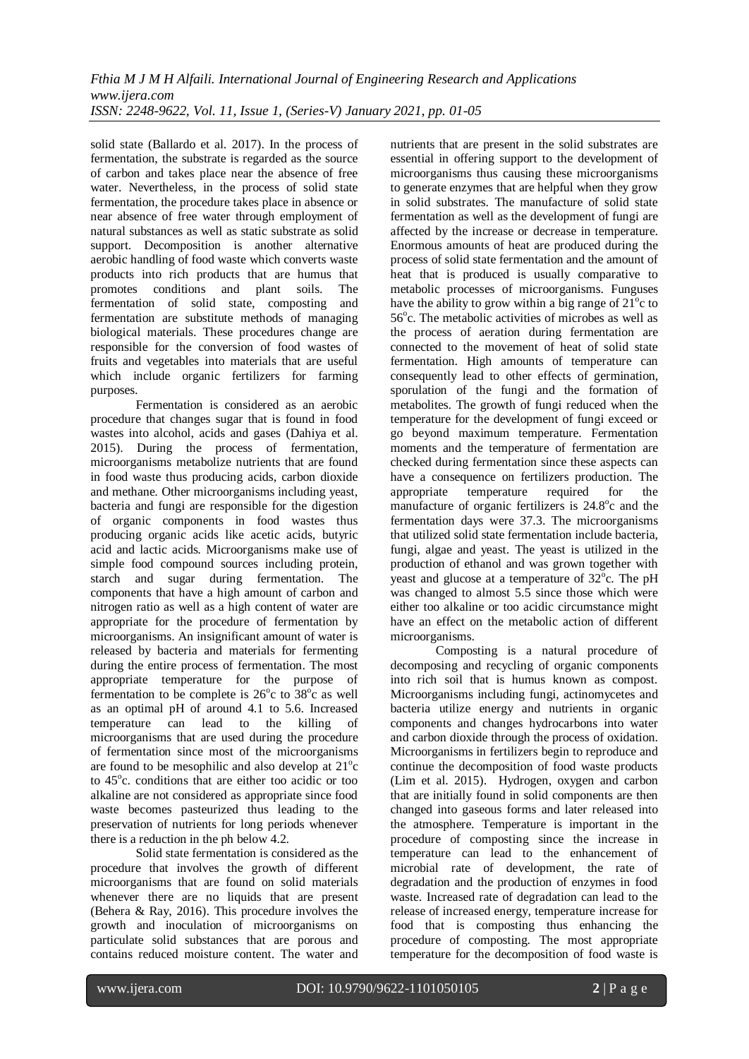solid state (Ballardo et al. 2017). In the process of fermentation, the substrate is regarded as the source of carbon and takes place near the absence of free water. Nevertheless, in the process of solid state fermentation, the procedure takes place in absence or near absence of free water through employment of natural substances as well as static substrate as solid support. Decomposition is another alternative aerobic handling of food waste which converts waste products into rich products that are humus that promotes conditions and plant soils. The fermentation of solid state, composting and fermentation are substitute methods of managing biological materials. These procedures change are responsible for the conversion of food wastes of fruits and vegetables into materials that are useful which include organic fertilizers for farming purposes.

Fermentation is considered as an aerobic procedure that changes sugar that is found in food wastes into alcohol, acids and gases (Dahiya et al. 2015). During the process of fermentation, microorganisms metabolize nutrients that are found in food waste thus producing acids, carbon dioxide and methane. Other microorganisms including yeast, bacteria and fungi are responsible for the digestion of organic components in food wastes thus producing organic acids like acetic acids, butyric acid and lactic acids. Microorganisms make use of simple food compound sources including protein, starch and sugar during fermentation. The components that have a high amount of carbon and nitrogen ratio as well as a high content of water are appropriate for the procedure of fermentation by microorganisms. An insignificant amount of water is released by bacteria and materials for fermenting during the entire process of fermentation. The most appropriate temperature for the purpose of fermentation to be complete is $26^{o}$c to $38^{o}$c as well as an optimal pH of around 4.1 to 5.6. Increased temperature can lead to the killing of microorganisms that are used during the procedure of fermentation since most of the microorganisms are found to be mesophilic and also develop at $21^{o}$c to $45^{o}$c. conditions that are either too acidic or too alkaline are not considered as appropriate since food waste becomes pasteurized thus leading to the preservation of nutrients for long periods whenever there is a reduction in the ph below 4.2.

Solid state fermentation is considered as the procedure that involves the growth of different microorganisms that are found on solid materials whenever there are no liquids that are present (Behera & Ray, 2016). This procedure involves the growth and inoculation of microorganisms on particulate solid substances that are porous and contains reduced moisture content. The water and nutrients that are present in the solid substrates are essential in offering support to the development of microorganisms thus causing these microorganisms to generate enzymes that are helpful when they grow in solid substrates. The manufacture of solid state fermentation as well as the development of fungi are affected by the increase or decrease in temperature. Enormous amounts of heat are produced during the process of solid state fermentation and the amount of heat that is produced is usually comparative to metabolic processes of microorganisms. Funguses have the ability to grow within a big range of $21^{o}$c to $56^{o}$c. The metabolic activities of microbes as well as the process of aeration during fermentation are connected to the movement of heat of solid state fermentation. High amounts of temperature can consequently lead to other effects of germination, sporulation of the fungi and the formation of metabolites. The growth of fungi reduced when the temperature for the development of fungi exceed or go beyond maximum temperature. Fermentation moments and the temperature of fermentation are checked during fermentation since these aspects can have a consequence on fertilizers production. The appropriate temperature required for the manufacture of organic fertilizers is $24.8^{o}$c and the fermentation days were 37.3. The microorganisms that utilized solid state fermentation include bacteria, fungi, algae and yeast. The yeast is utilized in the production of ethanol and was grown together with yeast and glucose at a temperature of $32^{o}$c. The pH was changed to almost 5.5 since those which were either too alkaline or too acidic circumstance might have an effect on the metabolic action of different microorganisms.

Composting is a natural procedure of decomposing and recycling of organic components into rich soil that is humus known as compost. Microorganisms including fungi, actinomycetes and bacteria utilize energy and nutrients in organic components and changes hydrocarbons into water and carbon dioxide through the process of oxidation. Microorganisms in fertilizers begin to reproduce and continue the decomposition of food waste products (Lim et al. 2015). Hydrogen, oxygen and carbon that are initially found in solid components are then changed into gaseous forms and later released into the atmosphere. Temperature is important in the procedure of composting since the increase in temperature can lead to the enhancement of microbial rate of development, the rate of degradation and the production of enzymes in food waste. Increased rate of degradation can lead to the release of increased energy, temperature increase for food that is composting thus enhancing the procedure of composting. The most appropriate temperature for the decomposition of food waste is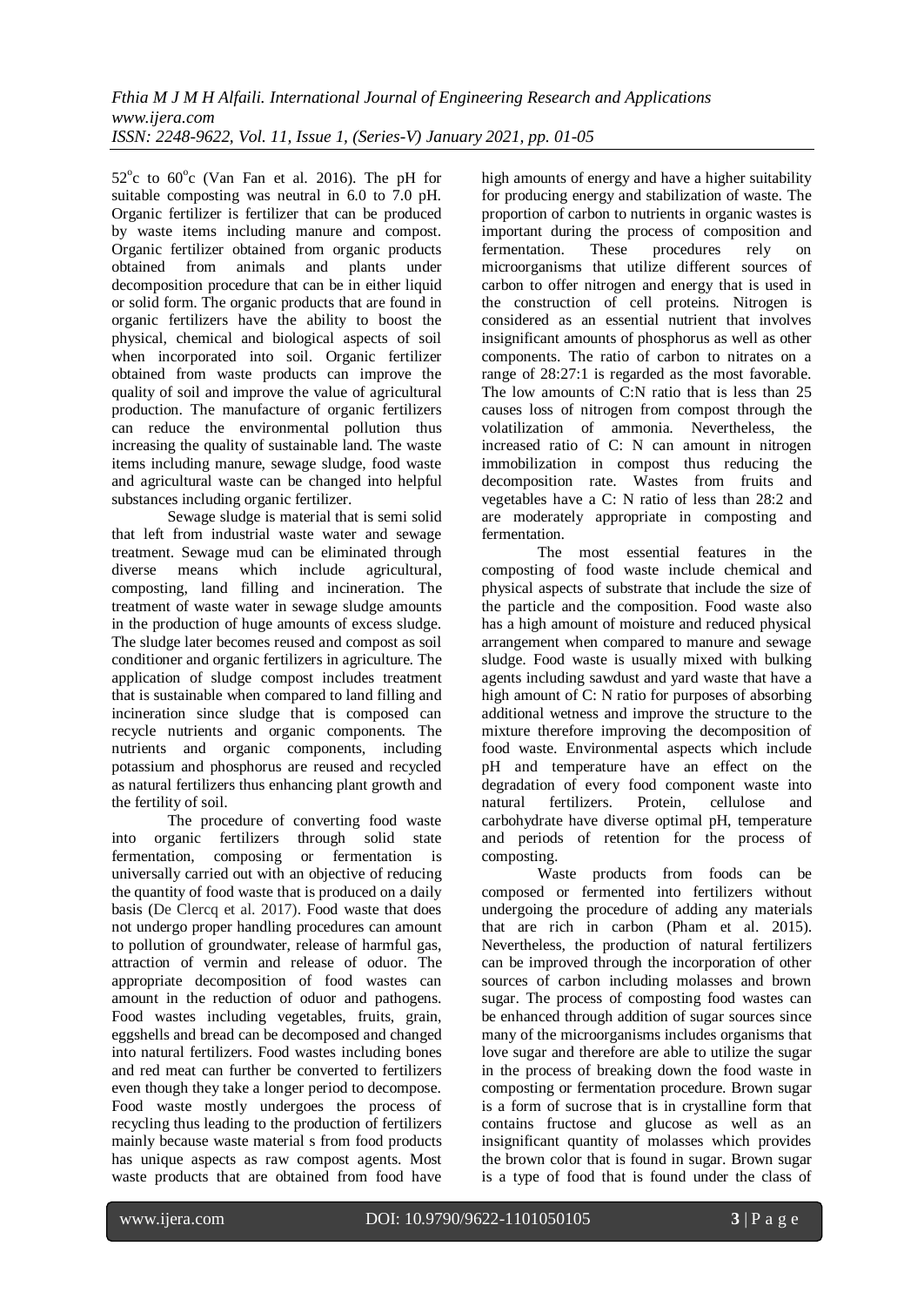$52^{o}$c to $60^{o}$c (Van Fan et al. 2016). The pH for suitable composting was neutral in 6.0 to 7.0 pH. Organic fertilizer is fertilizer that can be produced by waste items including manure and compost. Organic fertilizer obtained from organic products obtained from animals and plants under decomposition procedure that can be in either liquid or solid form. The organic products that are found in organic fertilizers have the ability to boost the physical, chemical and biological aspects of soil when incorporated into soil. Organic fertilizer obtained from waste products can improve the quality of soil and improve the value of agricultural production. The manufacture of organic fertilizers can reduce the environmental pollution thus increasing the quality of sustainable land. The waste items including manure, sewage sludge, food waste and agricultural waste can be changed into helpful substances including organic fertilizer.

Sewage sludge is material that is semi solid that left from industrial waste water and sewage treatment. Sewage mud can be eliminated through diverse means which include agricultural, composting, land filling and incineration. The treatment of waste water in sewage sludge amounts in the production of huge amounts of excess sludge. The sludge later becomes reused and compost as soil conditioner and organic fertilizers in agriculture. The application of sludge compost includes treatment that is sustainable when compared to land filling and incineration since sludge that is composed can recycle nutrients and organic components. The nutrients and organic components, including potassium and phosphorus are reused and recycled as natural fertilizers thus enhancing plant growth and the fertility of soil.

The procedure of converting food waste into organic fertilizers through solid state fermentation, composing or fermentation is universally carried out with an objective of reducing the quantity of food waste that is produced on a daily basis (De Clercq et al. 2017). Food waste that does not undergo proper handling procedures can amount to pollution of groundwater, release of harmful gas, attraction of vermin and release of oduor. The appropriate decomposition of food wastes can amount in the reduction of oduor and pathogens. Food wastes including vegetables, fruits, grain, eggshells and bread can be decomposed and changed into natural fertilizers. Food wastes including bones and red meat can further be converted to fertilizers even though they take a longer period to decompose. Food waste mostly undergoes the process of recycling thus leading to the production of fertilizers mainly because waste material s from food products has unique aspects as raw compost agents. Most waste products that are obtained from food have high amounts of energy and have a higher suitability for producing energy and stabilization of waste. The proportion of carbon to nutrients in organic wastes is important during the process of composition and fermentation. These procedures rely on microorganisms that utilize different sources of carbon to offer nitrogen and energy that is used in the construction of cell proteins. Nitrogen is considered as an essential nutrient that involves insignificant amounts of phosphorus as well as other components. The ratio of carbon to nitrates on a range of 28:27:1 is regarded as the most favorable. The low amounts of C:N ratio that is less than 25 causes loss of nitrogen from compost through the volatilization of ammonia. Nevertheless, the increased ratio of C: N can amount in nitrogen immobilization in compost thus reducing the decomposition rate. Wastes from fruits and vegetables have a C: N ratio of less than 28:2 and are moderately appropriate in composting and fermentation.

The most essential features in the composting of food waste include chemical and physical aspects of substrate that include the size of the particle and the composition. Food waste also has a high amount of moisture and reduced physical arrangement when compared to manure and sewage sludge. Food waste is usually mixed with bulking agents including sawdust and yard waste that have a high amount of C: N ratio for purposes of absorbing additional wetness and improve the structure to the mixture therefore improving the decomposition of food waste. Environmental aspects which include pH and temperature have an effect on the degradation of every food component waste into natural fertilizers. Protein, cellulose and carbohydrate have diverse optimal pH, temperature and periods of retention for the process of composting.

Waste products from foods can be composed or fermented into fertilizers without undergoing the procedure of adding any materials that are rich in carbon (Pham et al. 2015). Nevertheless, the production of natural fertilizers can be improved through the incorporation of other sources of carbon including molasses and brown sugar. The process of composting food wastes can be enhanced through addition of sugar sources since many of the microorganisms includes organisms that love sugar and therefore are able to utilize the sugar in the process of breaking down the food waste in composting or fermentation procedure. Brown sugar is a form of sucrose that is in crystalline form that contains fructose and glucose as well as an insignificant quantity of molasses which provides the brown color that is found in sugar. Brown sugar is a type of food that is found under the class of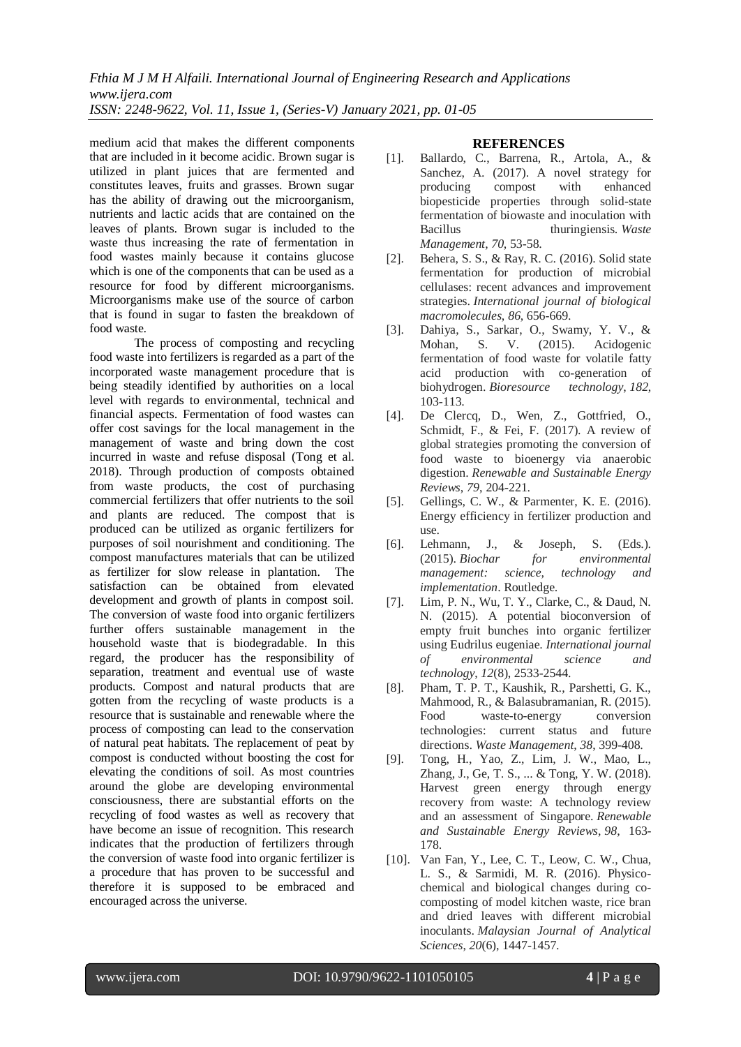medium acid that makes the different components that are included in it become acidic. Brown sugar is utilized in plant juices that are fermented and constitutes leaves, fruits and grasses. Brown sugar has the ability of drawing out the microorganism, nutrients and lactic acids that are contained on the leaves of plants. Brown sugar is included to the waste thus increasing the rate of fermentation in food wastes mainly because it contains glucose which is one of the components that can be used as a resource for food by different microorganisms. Microorganisms make use of the source of carbon that is found in sugar to fasten the breakdown of food waste.

The process of composting and recycling food waste into fertilizers is regarded as a part of the incorporated waste management procedure that is being steadily identified by authorities on a local level with regards to environmental, technical and financial aspects. Fermentation of food wastes can offer cost savings for the local management in the management of waste and bring down the cost incurred in waste and refuse disposal (Tong et al. 2018). Through production of composts obtained from waste products, the cost of purchasing commercial fertilizers that offer nutrients to the soil and plants are reduced. The compost that is produced can be utilized as organic fertilizers for purposes of soil nourishment and conditioning. The compost manufactures materials that can be utilized as fertilizer for slow release in plantation. The satisfaction can be obtained from elevated development and growth of plants in compost soil. The conversion of waste food into organic fertilizers further offers sustainable management in the household waste that is biodegradable. In this regard, the producer has the responsibility of separation, treatment and eventual use of waste products. Compost and natural products that are gotten from the recycling of waste products is a resource that is sustainable and renewable where the process of composting can lead to the conservation of natural peat habitats. The replacement of peat by compost is conducted without boosting the cost for elevating the conditions of soil. As most countries around the globe are developing environmental consciousness, there are substantial efforts on the recycling of food wastes as well as recovery that have become an issue of recognition. This research indicates that the production of fertilizers through the conversion of waste food into organic fertilizer is a procedure that has proven to be successful and therefore it is supposed to be embraced and encouraged across the universe.

## REFERENCES

[1]. Ballardo, C., Barrena, R., Artola, A., & Sanchez, A. (2017). A novel strategy for producing compost with enhanced biopesticide properties through solid-state fermentation of biowaste and inoculation with Bacillus thuringiensis. *Waste Management*, *70*, 53-58.

[2]. Behera, S. S., & Ray, R. C. (2016). Solid state fermentation for production of microbial cellulases: recent advances and improvement strategies. *International journal of biological macromolecules*, *86*, 656-669.

[3]. Dahiya, S., Sarkar, O., Swamy, Y. V., & Mohan, S. V. (2015). Acidogenic fermentation of food waste for volatile fatty acid production with co-generation of biohydrogen. *Bioresource technology*, *182*, 103-113.

[4]. De Clercq, D., Wen, Z., Gottfried, O., Schmidt, F., & Fei, F. (2017). A review of global strategies promoting the conversion of food waste to bioenergy via anaerobic digestion. *Renewable and Sustainable Energy Reviews*, *79*, 204-221.

[5]. Gellings, C. W., & Parmenter, K. E. (2016). Energy efficiency in fertilizer production and use.

[6]. Lehmann, J., & Joseph, S. (Eds.). (2015). *Biochar for environmental management: science, technology and implementation*. Routledge.

[7]. Lim, P. N., Wu, T. Y., Clarke, C., & Daud, N. N. (2015). A potential bioconversion of empty fruit bunches into organic fertilizer using Eudrilus eugeniae. *International journal of environmental science and technology*, *12*(8), 2533-2544.

[8]. Pham, T. P. T., Kaushik, R., Parshetti, G. K., Mahmood, R., & Balasubramanian, R. (2015). Food waste-to-energy conversion technologies: current status and future directions. *Waste Management*, *38*, 399-408.

[9]. Tong, H., Yao, Z., Lim, J. W., Mao, L., Zhang, J., Ge, T. S., ... & Tong, Y. W. (2018). Harvest green energy through energy recovery from waste: A technology review and an assessment of Singapore. *Renewable and Sustainable Energy Reviews*, *98*, 163-178.

[10]. Van Fan, Y., Lee, C. T., Leow, C. W., Chua, L. S., & Sarmidi, M. R. (2016). Physico-chemical and biological changes during co-composting of model kitchen waste, rice bran and dried leaves with different microbial inoculants. *Malaysian Journal of Analytical Sciences*, *20*(6), 1447-1457.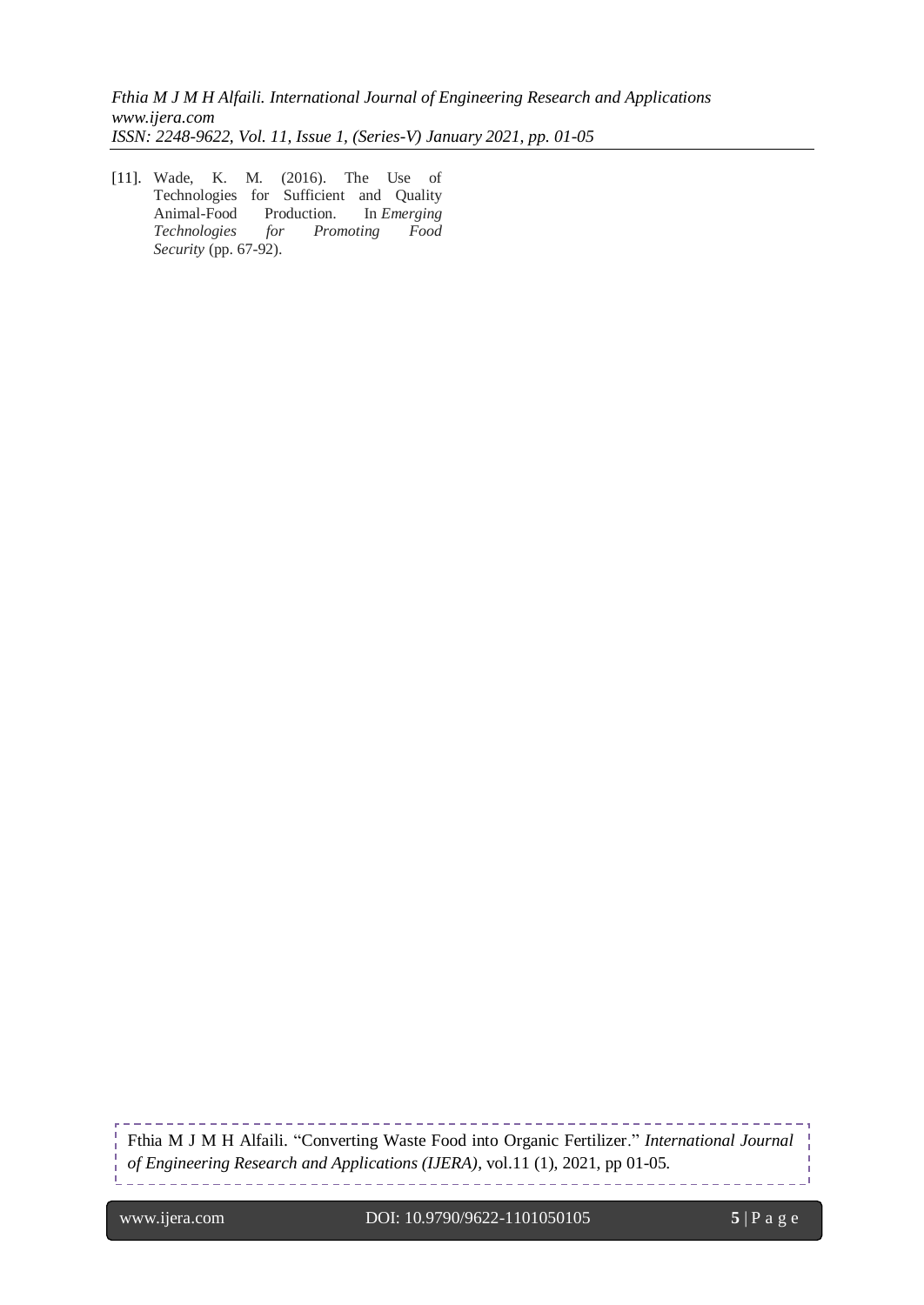[11]. Wade, K. M. (2016). The Use of Technologies for Sufficient and Quality Animal-Food Production. In *Emerging Technologies for Promoting Food Security* (pp. 67-92).

Fthia M J M H Alfaili. "Converting Waste Food into Organic Fertilizer." *International Journal of Engineering Research and Applications (IJERA)*, vol.11 (1), 2021, pp 01-05.